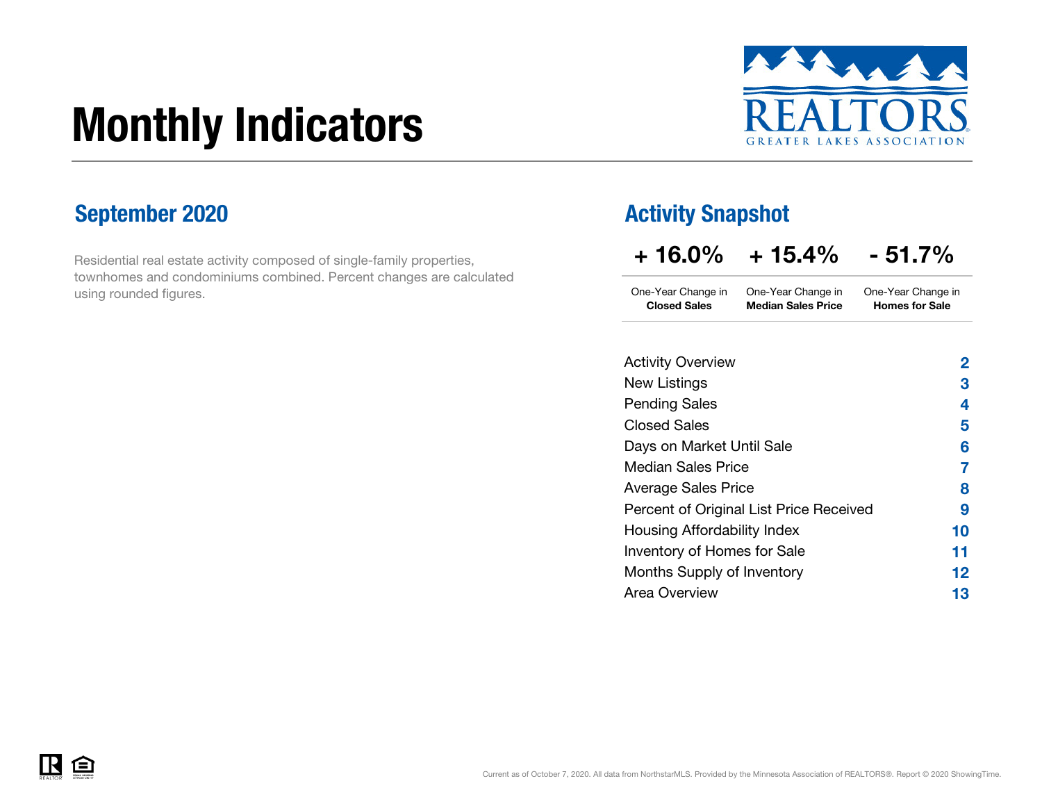# Monthly Indicators

REALTORS GREATER LAKES ASSOCIATION

## September 2020

Residential real estate activity composed of single-family properties, townhomes and condominiums combined. Percent changes are calculated using rounded figures.

## Activity Snapshot

| + 16.0% | + 15.4% | - 51.7% |
|---|---|---|
| One-Year Change in **Closed Sales** | One-Year Change in **Median Sales Price** | One-Year Change in **Homes for Sale** |

| | |
|---|---|
| Activity Overview | 2 |
| New Listings | 3 |
| Pending Sales | 4 |
| Closed Sales | 5 |
| Days on Market Until Sale | 6 |
| Median Sales Price | 7 |
| Average Sales Price | 8 |
| Percent of Original List Price Received | 9 |
| Housing Affordability Index | 10 |
| Inventory of Homes for Sale | 11 |
| Months Supply of Inventory | 12 |
| Area Overview | 13 |

Current as of October 7, 2020. All data from NorthstarMLS. Provided by the Minnesota Association of REALTORS®. Report © 2020 ShowingTime.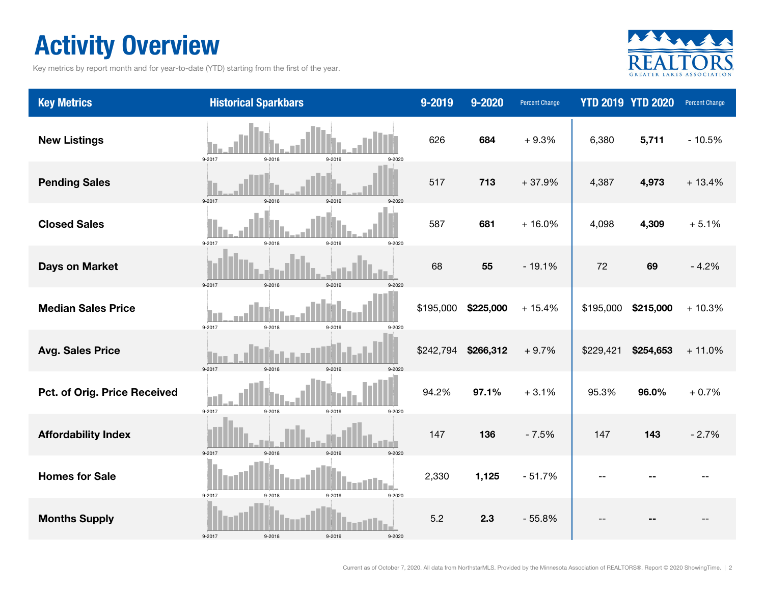# Activity Overview

Key metrics by report month and for year-to-date (YTD) starting from the first of the year.

| Key Metrics | Historical Sparkbars | 9-2019 | 9-2020 | Percent Change | YTD 2019 | YTD 2020 | Percent Change |
|---|---|---|---|---|---|---|---|
| **New Listings** | 9-2017 9-2018 9-2019 9-2020 | 626 | **684** | + 9.3% | 6,380 | **5,711** | - 10.5% |
| **Pending Sales** | 9-2017 9-2018 9-2019 9-2020 | 517 | **713** | + 37.9% | 4,387 | **4,973** | + 13.4% |
| **Closed Sales** | 9-2017 9-2018 9-2019 9-2020 | 587 | **681** | + 16.0% | 4,098 | **4,309** | + 5.1% |
| **Days on Market** | 9-2017 9-2018 9-2019 9-2020 | 68 | **55** | - 19.1% | 72 | **69** | - 4.2% |
| **Median Sales Price** | 9-2017 9-2018 9-2019 9-2020 | $195,000 | **$225,000** | + 15.4% | $195,000 | **$215,000** | + 10.3% |
| **Avg. Sales Price** | 9-2017 9-2018 9-2019 9-2020 | $242,794 | **$266,312** | + 9.7% | $229,421 | **$254,653** | + 11.0% |
| **Pct. of Orig. Price Received** | 9-2017 9-2018 9-2019 9-2020 | 94.2% | **97.1%** | + 3.1% | 95.3% | **96.0%** | + 0.7% |
| **Affordability Index** | 9-2017 9-2018 9-2019 9-2020 | 147 | **136** | - 7.5% | 147 | **143** | - 2.7% |
| **Homes for Sale** | 9-2017 9-2018 9-2019 9-2020 | 2,330 | **1,125** | - 51.7% | -- | **--** | -- |
| **Months Supply** | 9-2017 9-2018 9-2019 9-2020 | 5.2 | **2.3** | - 55.8% | -- | **--** | -- |

Current as of October 7, 2020. All data from NorthstarMLS. Provided by the Minnesota Association of REALTORS®. Report © 2020 ShowingTime.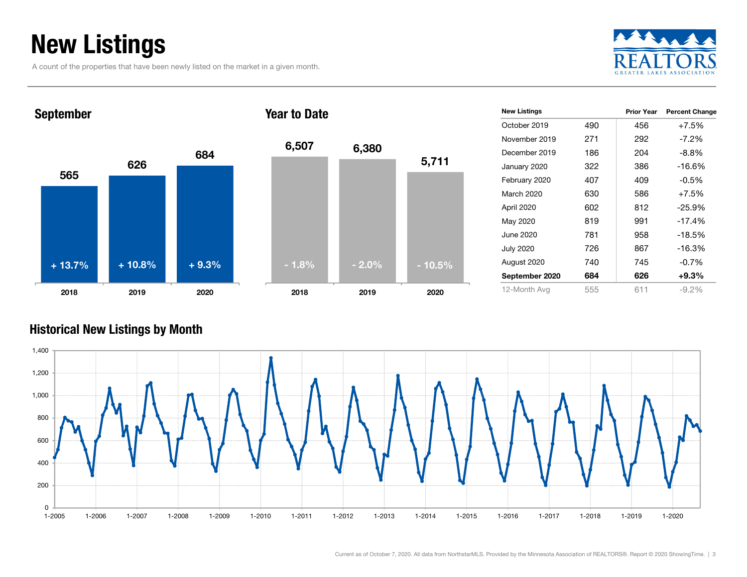# New Listings

A count of the properties that have been newly listed on the market in a given month.

## September

| | 2018 | 2019 | 2020 |
|---|---|---|---|
| New Listings | 565 | 626 | 684 |
| Change | + 13.7% | + 10.8% | + 9.3% |

## Year to Date

| | 2018 | 2019 | 2020 |
|---|---|---|---|
| New Listings | 6,507 | 6,380 | 5,711 |
| Change | - 1.8% | - 2.0% | - 10.5% |

| New Listings | | Prior Year | Percent Change |
|---|---|---|---|
| October 2019 | 490 | 456 | +7.5% |
| November 2019 | 271 | 292 | -7.2% |
| December 2019 | 186 | 204 | -8.8% |
| January 2020 | 322 | 386 | -16.6% |
| February 2020 | 407 | 409 | -0.5% |
| March 2020 | 630 | 586 | +7.5% |
| April 2020 | 602 | 812 | -25.9% |
| May 2020 | 819 | 991 | -17.4% |
| June 2020 | 781 | 958 | -18.5% |
| July 2020 | 726 | 867 | -16.3% |
| August 2020 | 740 | 745 | -0.7% |
| **September 2020** | **684** | **626** | **+9.3%** |
| 12-Month Avg | 555 | 611 | -9.2% |

## Historical New Listings by Month

Current as of October 7, 2020. All data from NorthstarMLS. Provided by the Minnesota Association of REALTORS®. Report © 2020 ShowingTime.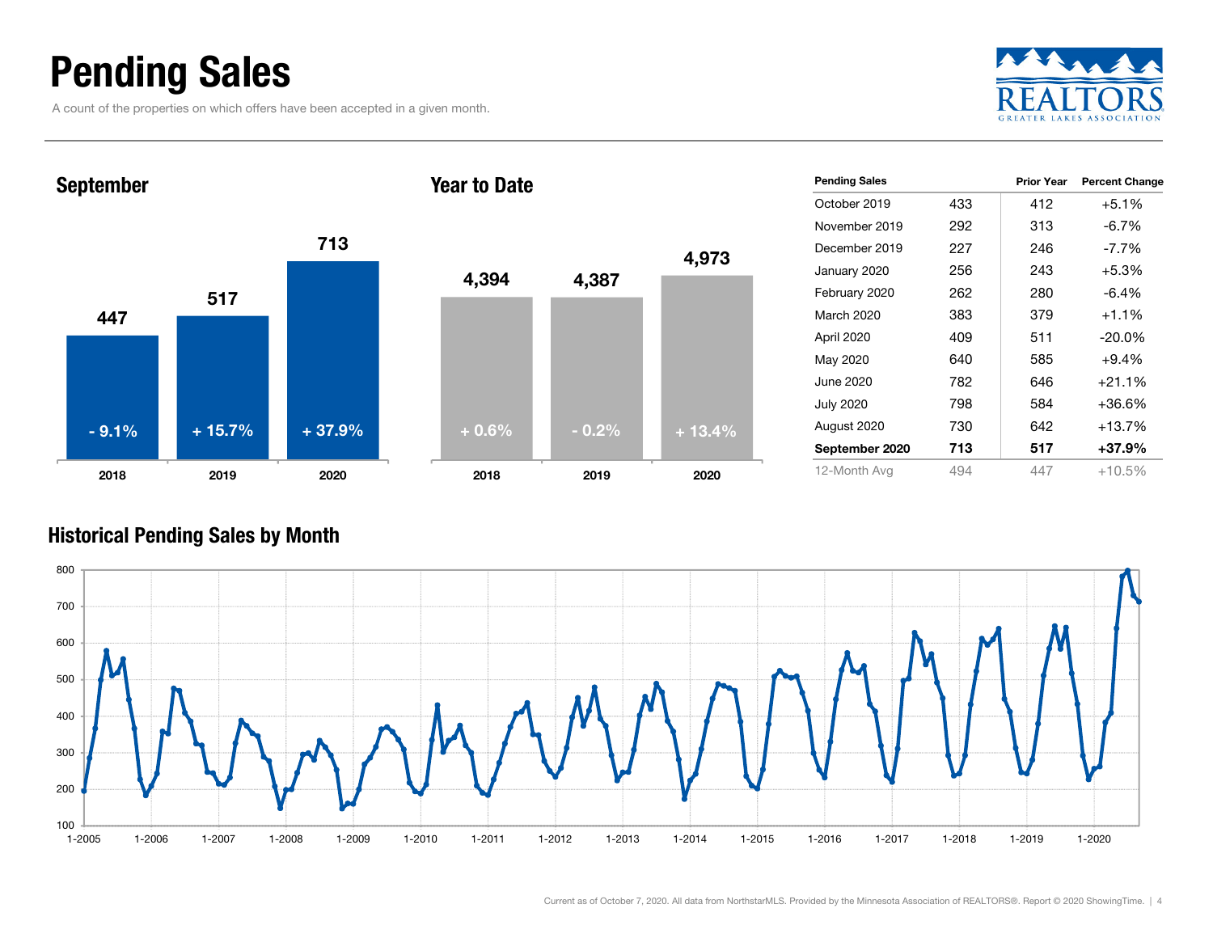# Pending Sales

A count of the properties on which offers have been accepted in a given month.

## September

| | 2018 | 2019 | 2020 |
|---|---|---|---|
| Pending Sales | 447 | 517 | 713 |
| Change | - 9.1% | + 15.7% | + 37.9% |

## Year to Date

| | 2018 | 2019 | 2020 |
|---|---|---|---|
| Pending Sales | 4,394 | 4,387 | 4,973 |
| Change | + 0.6% | - 0.2% | + 13.4% |

| Pending Sales | | Prior Year | Percent Change |
|---|---|---|---|
| October 2019 | 433 | 412 | +5.1% |
| November 2019 | 292 | 313 | -6.7% |
| December 2019 | 227 | 246 | -7.7% |
| January 2020 | 256 | 243 | +5.3% |
| February 2020 | 262 | 280 | -6.4% |
| March 2020 | 383 | 379 | +1.1% |
| April 2020 | 409 | 511 | -20.0% |
| May 2020 | 640 | 585 | +9.4% |
| June 2020 | 782 | 646 | +21.1% |
| July 2020 | 798 | 584 | +36.6% |
| August 2020 | 730 | 642 | +13.7% |
| **September 2020** | **713** | **517** | **+37.9%** |
| 12-Month Avg | 494 | 447 | +10.5% |

## Historical Pending Sales by Month

Current as of October 7, 2020. All data from NorthstarMLS. Provided by the Minnesota Association of REALTORS®. Report © 2020 ShowingTime.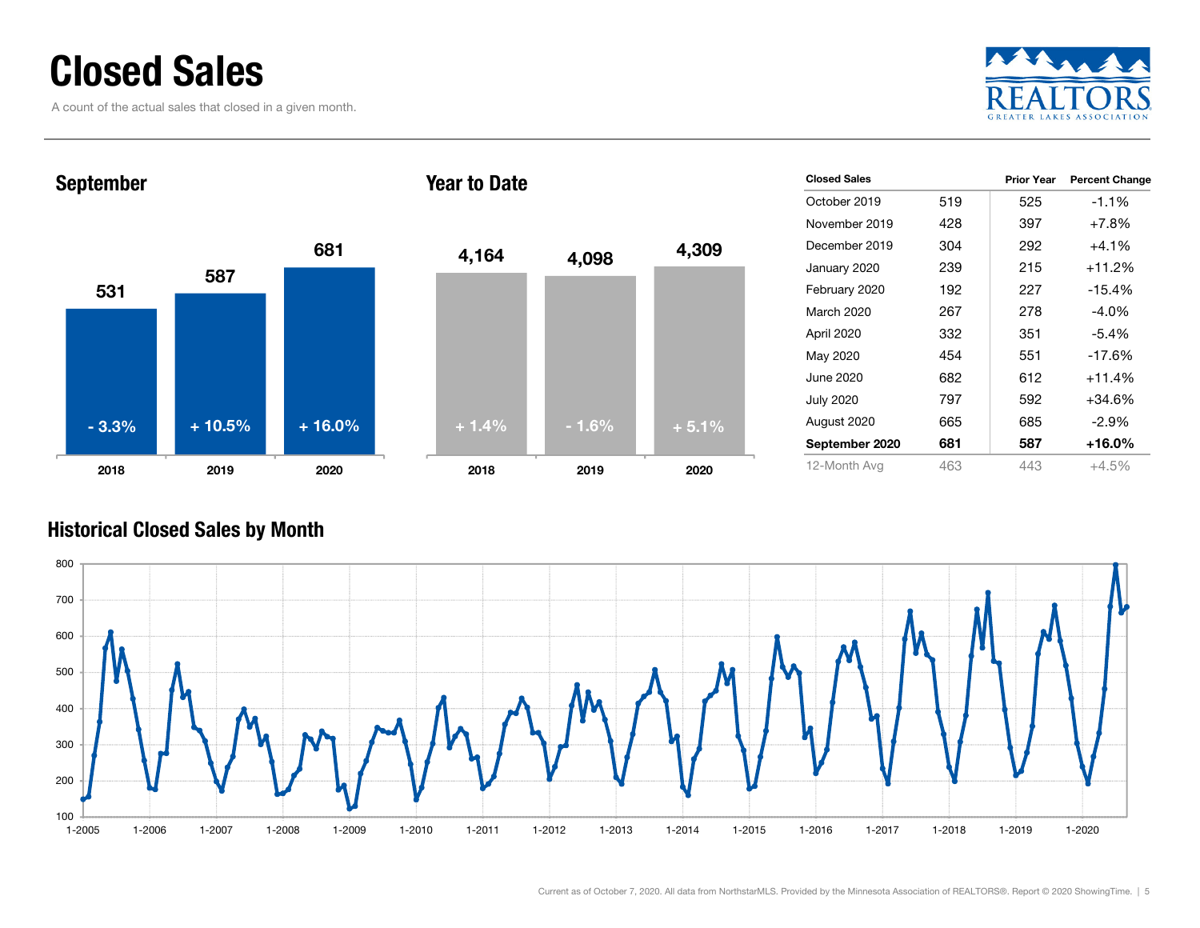# Closed Sales

A count of the actual sales that closed in a given month.

REALTORS GREATER LAKES ASSOCIATION

## September

| | 2018 | 2019 | 2020 |
|---|---|---|---|
| Closed Sales | 531 | 587 | 681 |
| Change | - 3.3% | + 10.5% | + 16.0% |

## Year to Date

| | 2018 | 2019 | 2020 |
|---|---|---|---|
| Closed Sales | 4,164 | 4,098 | 4,309 |
| Change | + 1.4% | - 1.6% | + 5.1% |

| Closed Sales | | Prior Year | Percent Change |
|---|---|---|---|
| October 2019 | 519 | 525 | -1.1% |
| November 2019 | 428 | 397 | +7.8% |
| December 2019 | 304 | 292 | +4.1% |
| January 2020 | 239 | 215 | +11.2% |
| February 2020 | 192 | 227 | -15.4% |
| March 2020 | 267 | 278 | -4.0% |
| April 2020 | 332 | 351 | -5.4% |
| May 2020 | 454 | 551 | -17.6% |
| June 2020 | 682 | 612 | +11.4% |
| July 2020 | 797 | 592 | +34.6% |
| August 2020 | 665 | 685 | -2.9% |
| **September 2020** | **681** | **587** | **+16.0%** |
| 12-Month Avg | 463 | 443 | +4.5% |

## Historical Closed Sales by Month

Current as of October 7, 2020. All data from NorthstarMLS. Provided by the Minnesota Association of REALTORS®. Report © 2020 ShowingTime.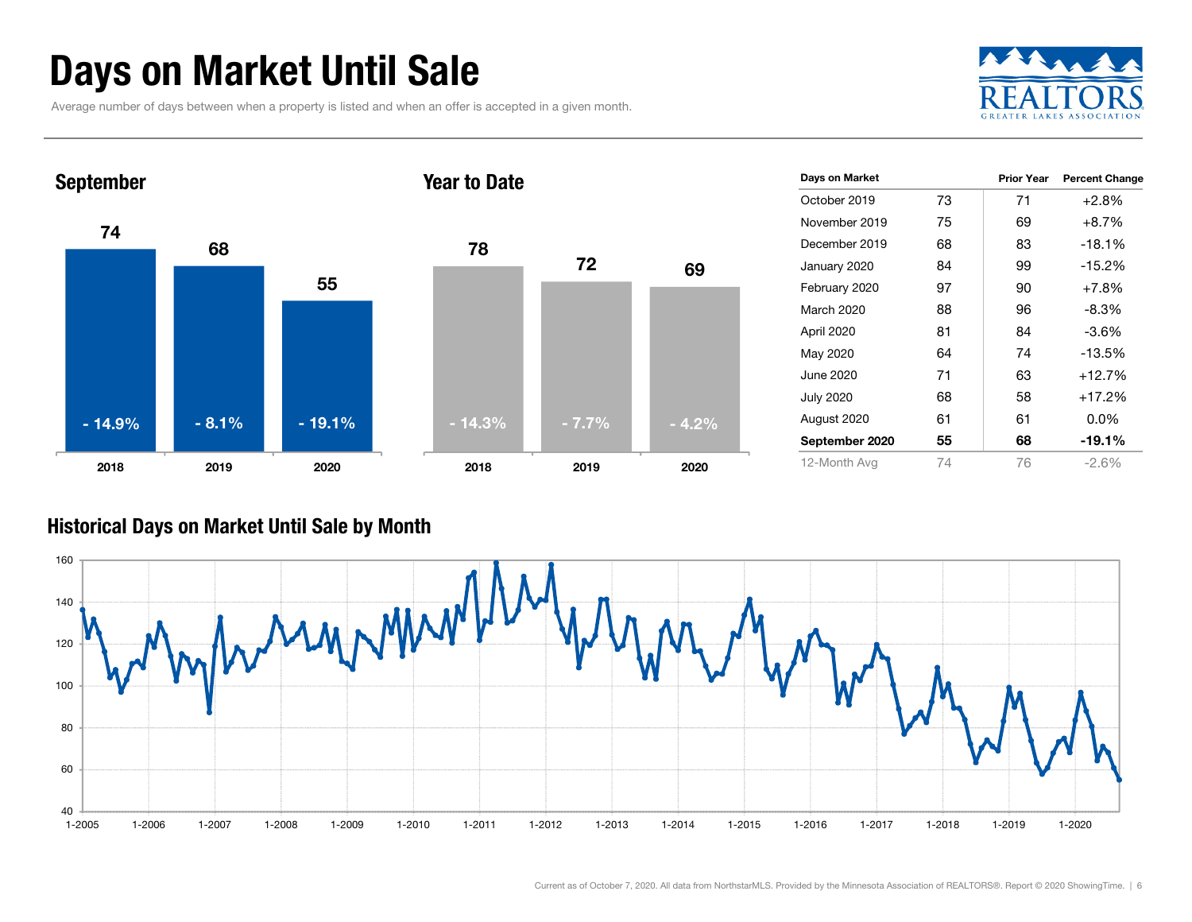# Days on Market Until Sale

Average number of days between when a property is listed and when an offer is accepted in a given month.

## September

| Year | Days | Change |
|---|---|---|
| 2018 | 74 | - 14.9% |
| 2019 | 68 | - 8.1% |
| 2020 | 55 | - 19.1% |

## Year to Date

| Year | Days | Change |
|---|---|---|
| 2018 | 78 | - 14.3% |
| 2019 | 72 | - 7.7% |
| 2020 | 69 | - 4.2% |

| Days on Market | | Prior Year | Percent Change |
|---|---|---|---|
| October 2019 | 73 | 71 | +2.8% |
| November 2019 | 75 | 69 | +8.7% |
| December 2019 | 68 | 83 | -18.1% |
| January 2020 | 84 | 99 | -15.2% |
| February 2020 | 97 | 90 | +7.8% |
| March 2020 | 88 | 96 | -8.3% |
| April 2020 | 81 | 84 | -3.6% |
| May 2020 | 64 | 74 | -13.5% |
| June 2020 | 71 | 63 | +12.7% |
| July 2020 | 68 | 58 | +17.2% |
| August 2020 | 61 | 61 | 0.0% |
| **September 2020** | **55** | **68** | **-19.1%** |
| 12-Month Avg | 74 | 76 | -2.6% |

## Historical Days on Market Until Sale by Month

Current as of October 7, 2020. All data from NorthstarMLS. Provided by the Minnesota Association of REALTORS®. Report © 2020 ShowingTime.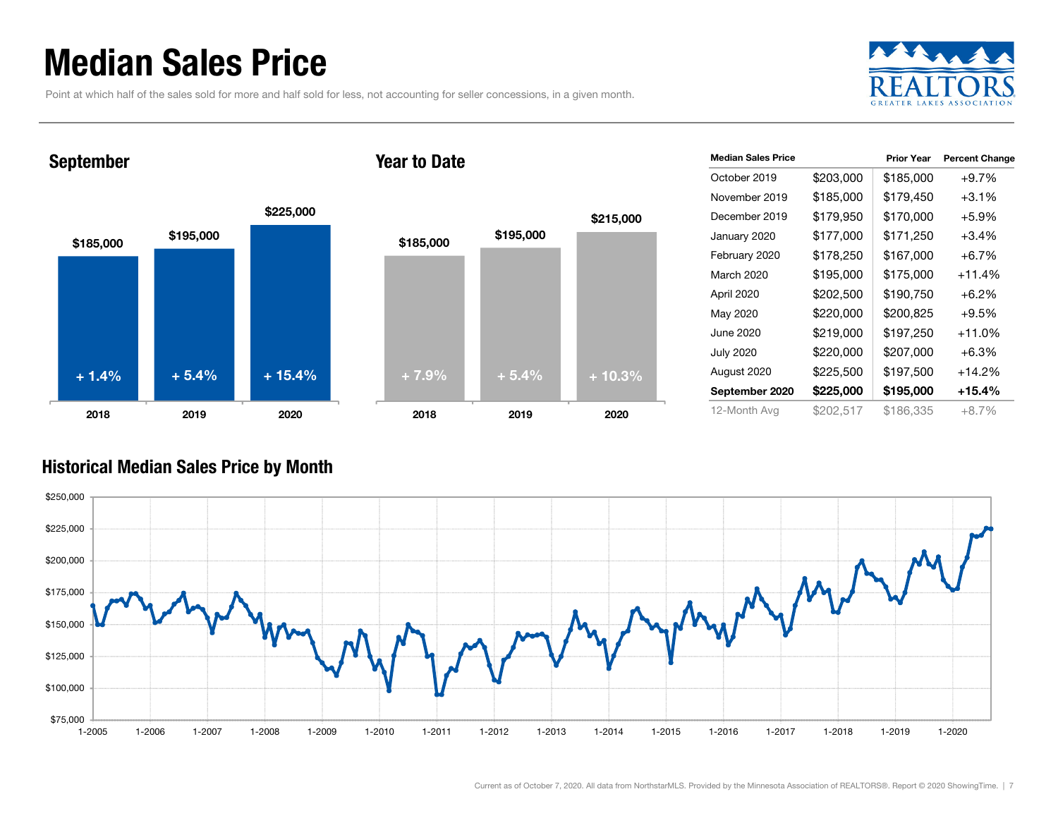# Median Sales Price

Point at which half of the sales sold for more and half sold for less, not accounting for seller concessions, in a given month.

## September

| | 2018 | 2019 | 2020 |
|---|---|---|---|
| Median Sales Price | $185,000 | $195,000 | $225,000 |
| Percent Change | + 1.4% | + 5.4% | + 15.4% |

## Year to Date

| | 2018 | 2019 | 2020 |
|---|---|---|---|
| Median Sales Price | $185,000 | $195,000 | $215,000 |
| Percent Change | + 7.9% | + 5.4% | + 10.3% |

| Median Sales Price | | Prior Year | Percent Change |
|---|---|---|---|
| October 2019 | $203,000 | $185,000 | +9.7% |
| November 2019 | $185,000 | $179,450 | +3.1% |
| December 2019 | $179,950 | $170,000 | +5.9% |
| January 2020 | $177,000 | $171,250 | +3.4% |
| February 2020 | $178,250 | $167,000 | +6.7% |
| March 2020 | $195,000 | $175,000 | +11.4% |
| April 2020 | $202,500 | $190,750 | +6.2% |
| May 2020 | $220,000 | $200,825 | +9.5% |
| June 2020 | $219,000 | $197,250 | +11.0% |
| July 2020 | $220,000 | $207,000 | +6.3% |
| August 2020 | $225,500 | $197,500 | +14.2% |
| **September 2020** | **$225,000** | **$195,000** | **+15.4%** |
| 12-Month Avg | $202,517 | $186,335 | +8.7% |

## Historical Median Sales Price by Month

Current as of October 7, 2020. All data from NorthstarMLS. Provided by the Minnesota Association of REALTORS®. Report © 2020 ShowingTime.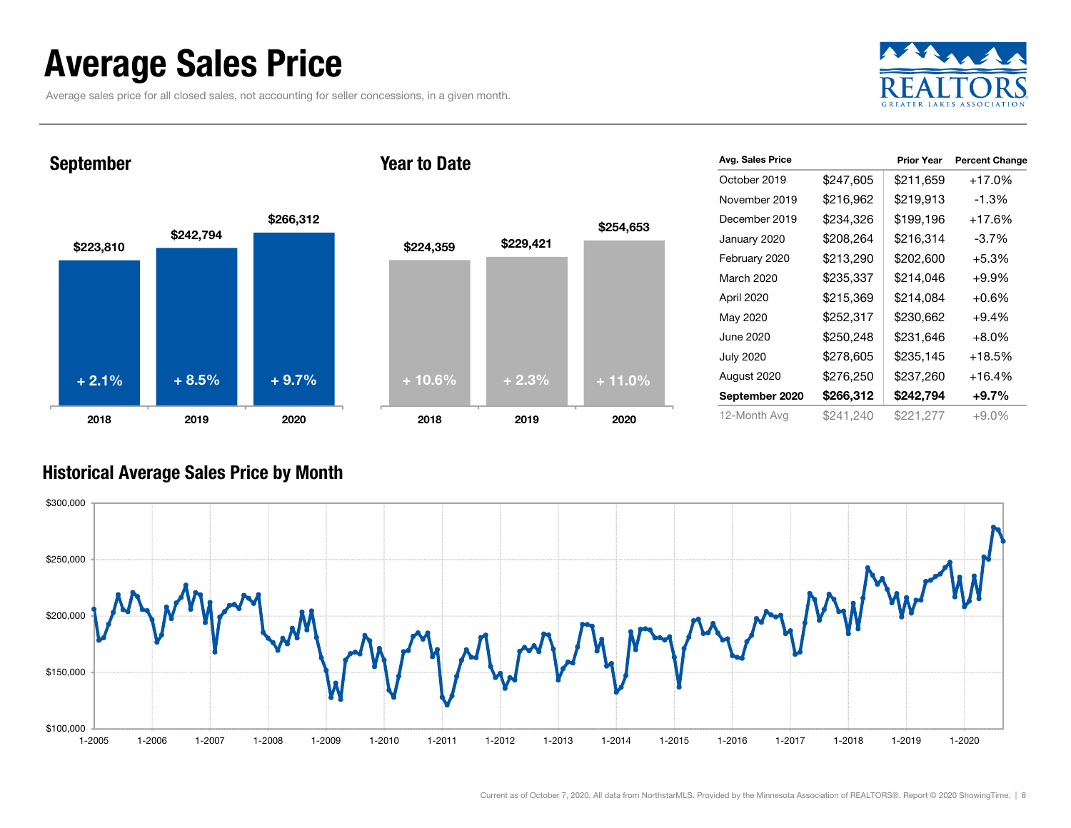# Average Sales Price

Average sales price for all closed sales, not accounting for seller concessions, in a given month.

## September

| Year | Avg. Sales Price | Change |
|---|---|---|
| 2018 | $223,810 | + 2.1% |
| 2019 | $242,794 | + 8.5% |
| 2020 | $266,312 | + 9.7% |

## Year to Date

| Year | Avg. Sales Price | Change |
|---|---|---|
| 2018 | $224,359 | + 10.6% |
| 2019 | $229,421 | + 2.3% |
| 2020 | $254,653 | + 11.0% |

| Avg. Sales Price | | Prior Year | Percent Change |
|---|---|---|---|
| October 2019 | $247,605 | $211,659 | +17.0% |
| November 2019 | $216,962 | $219,913 | -1.3% |
| December 2019 | $234,326 | $199,196 | +17.6% |
| January 2020 | $208,264 | $216,314 | -3.7% |
| February 2020 | $213,290 | $202,600 | +5.3% |
| March 2020 | $235,337 | $214,046 | +9.9% |
| April 2020 | $215,369 | $214,084 | +0.6% |
| May 2020 | $252,317 | $230,662 | +9.4% |
| June 2020 | $250,248 | $231,646 | +8.0% |
| July 2020 | $278,605 | $235,145 | +18.5% |
| August 2020 | $276,250 | $237,260 | +16.4% |
| **September 2020** | **$266,312** | **$242,794** | **+9.7%** |
| 12-Month Avg | $241,240 | $221,277 | +9.0% |

## Historical Average Sales Price by Month

Current as of October 7, 2020. All data from NorthstarMLS. Provided by the Minnesota Association of REALTORS®. Report © 2020 ShowingTime.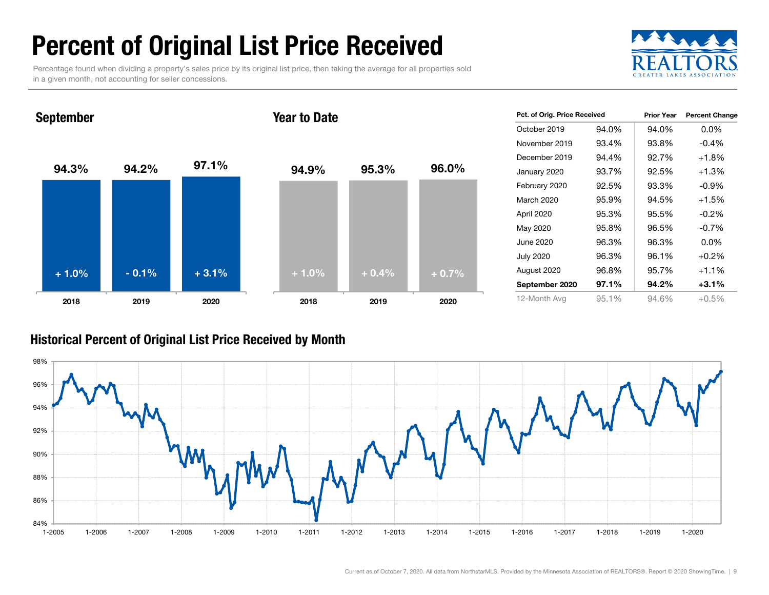# Percent of Original List Price Received

Percentage found when dividing a property's sales price by its original list price, then taking the average for all properties sold in a given month, not accounting for seller concessions.

REALTORS GREATER LAKES ASSOCIATION

## September

| | 2018 | 2019 | 2020 |
|---|---|---|---|
| Pct. of Orig. Price Received | 94.3% | 94.2% | 97.1% |
| Change | + 1.0% | - 0.1% | + 3.1% |

## Year to Date

| | 2018 | 2019 | 2020 |
|---|---|---|---|
| Pct. of Orig. Price Received | 94.9% | 95.3% | 96.0% |
| Change | + 1.0% | + 0.4% | + 0.7% |

| Pct. of Orig. Price Received | | Prior Year | Percent Change |
|---|---|---|---|
| October 2019 | 94.0% | 94.0% | 0.0% |
| November 2019 | 93.4% | 93.8% | -0.4% |
| December 2019 | 94.4% | 92.7% | +1.8% |
| January 2020 | 93.7% | 92.5% | +1.3% |
| February 2020 | 92.5% | 93.3% | -0.9% |
| March 2020 | 95.9% | 94.5% | +1.5% |
| April 2020 | 95.3% | 95.5% | -0.2% |
| May 2020 | 95.8% | 96.5% | -0.7% |
| June 2020 | 96.3% | 96.3% | 0.0% |
| July 2020 | 96.3% | 96.1% | +0.2% |
| August 2020 | 96.8% | 95.7% | +1.1% |
| **September 2020** | **97.1%** | **94.2%** | **+3.1%** |
| 12-Month Avg | 95.1% | 94.6% | +0.5% |

## Historical Percent of Original List Price Received by Month

Current as of October 7, 2020. All data from NorthstarMLS. Provided by the Minnesota Association of REALTORS®. Report © 2020 ShowingTime.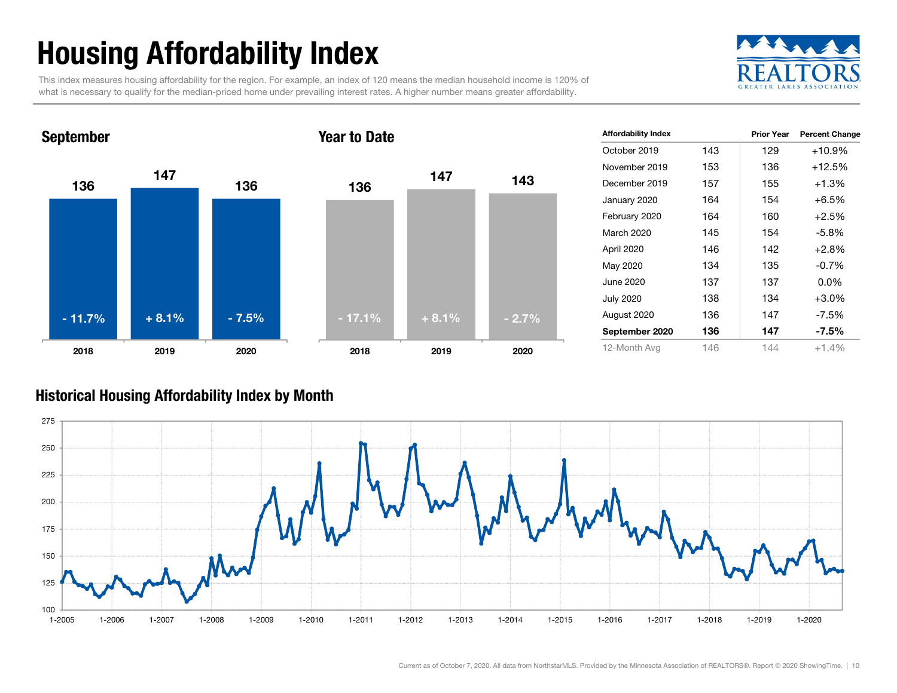# Housing Affordability Index

This index measures housing affordability for the region. For example, an index of 120 means the median household income is 120% of what is necessary to qualify for the median-priced home under prevailing interest rates. A higher number means greater affordability.

## September

| | 2018 | 2019 | 2020 |
|---|---|---|---|
| Index | 136 | 147 | 136 |
| Change | - 11.7% | + 8.1% | - 7.5% |

## Year to Date

| | 2018 | 2019 | 2020 |
|---|---|---|---|
| Index | 136 | 147 | 143 |
| Change | - 17.1% | + 8.1% | - 2.7% |

| Affordability Index | | Prior Year | Percent Change |
|---|---|---|---|
| October 2019 | 143 | 129 | +10.9% |
| November 2019 | 153 | 136 | +12.5% |
| December 2019 | 157 | 155 | +1.3% |
| January 2020 | 164 | 154 | +6.5% |
| February 2020 | 164 | 160 | +2.5% |
| March 2020 | 145 | 154 | -5.8% |
| April 2020 | 146 | 142 | +2.8% |
| May 2020 | 134 | 135 | -0.7% |
| June 2020 | 137 | 137 | 0.0% |
| July 2020 | 138 | 134 | +3.0% |
| August 2020 | 136 | 147 | -7.5% |
| **September 2020** | **136** | **147** | **-7.5%** |
| 12-Month Avg | 146 | 144 | +1.4% |

## Historical Housing Affordability Index by Month

Current as of October 7, 2020. All data from NorthstarMLS. Provided by the Minnesota Association of REALTORS®. Report © 2020 ShowingTime.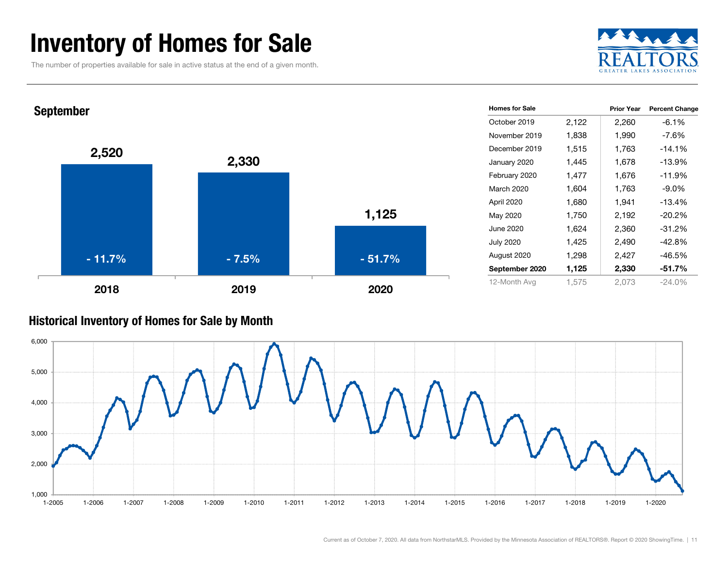# Inventory of Homes for Sale

The number of properties available for sale in active status at the end of a given month.

## September

| Year | Homes for Sale | Change |
|---|---|---|
| 2018 | 2,520 | - 11.7% |
| 2019 | 2,330 | - 7.5% |
| 2020 | 1,125 | - 51.7% |

| Homes for Sale | | Prior Year | Percent Change |
|---|---|---|---|
| October 2019 | 2,122 | 2,260 | -6.1% |
| November 2019 | 1,838 | 1,990 | -7.6% |
| December 2019 | 1,515 | 1,763 | -14.1% |
| January 2020 | 1,445 | 1,678 | -13.9% |
| February 2020 | 1,477 | 1,676 | -11.9% |
| March 2020 | 1,604 | 1,763 | -9.0% |
| April 2020 | 1,680 | 1,941 | -13.4% |
| May 2020 | 1,750 | 2,192 | -20.2% |
| June 2020 | 1,624 | 2,360 | -31.2% |
| July 2020 | 1,425 | 2,490 | -42.8% |
| August 2020 | 1,298 | 2,427 | -46.5% |
| **September 2020** | **1,125** | **2,330** | **-51.7%** |
| 12-Month Avg | 1,575 | 2,073 | -24.0% |

## Historical Inventory of Homes for Sale by Month

Current as of October 7, 2020. All data from NorthstarMLS. Provided by the Minnesota Association of REALTORS®. Report © 2020 ShowingTime.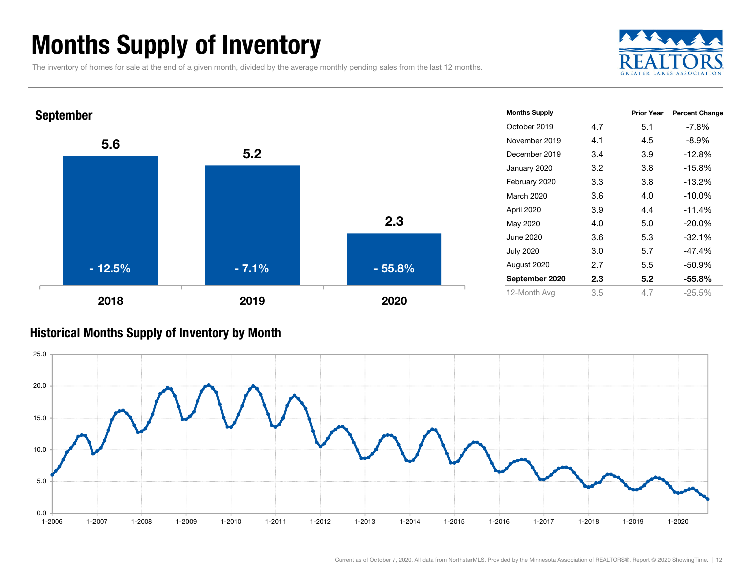# Months Supply of Inventory

The inventory of homes for sale at the end of a given month, divided by the average monthly pending sales from the last 12 months.

## September

| | 2018 | 2019 | 2020 |
|---|---|---|---|
| Months Supply | 5.6 | 5.2 | 2.3 |
| Percent Change | - 12.5% | - 7.1% | - 55.8% |

| Months Supply | | Prior Year | Percent Change |
|---|---|---|---|
| October 2019 | 4.7 | 5.1 | -7.8% |
| November 2019 | 4.1 | 4.5 | -8.9% |
| December 2019 | 3.4 | 3.9 | -12.8% |
| January 2020 | 3.2 | 3.8 | -15.8% |
| February 2020 | 3.3 | 3.8 | -13.2% |
| March 2020 | 3.6 | 4.0 | -10.0% |
| April 2020 | 3.9 | 4.4 | -11.4% |
| May 2020 | 4.0 | 5.0 | -20.0% |
| June 2020 | 3.6 | 5.3 | -32.1% |
| July 2020 | 3.0 | 5.7 | -47.4% |
| August 2020 | 2.7 | 5.5 | -50.9% |
| **September 2020** | **2.3** | **5.2** | **-55.8%** |
| 12-Month Avg | 3.5 | 4.7 | -25.5% |

## Historical Months Supply of Inventory by Month

Current as of October 7, 2020. All data from NorthstarMLS. Provided by the Minnesota Association of REALTORS®. Report © 2020 ShowingTime.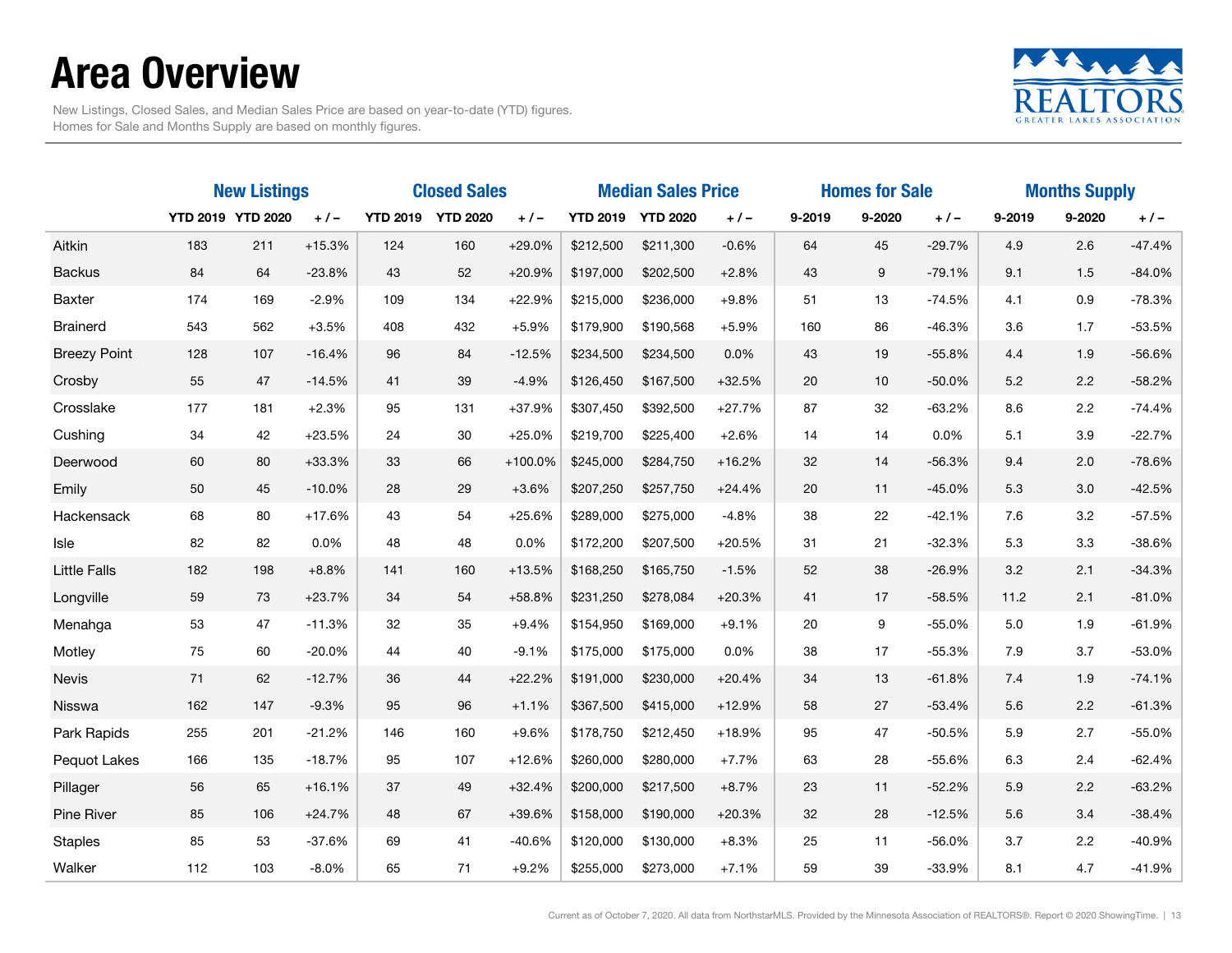# Area Overview

New Listings, Closed Sales, and Median Sales Price are based on year-to-date (YTD) figures.
Homes for Sale and Months Supply are based on monthly figures.

| | New Listings | | | Closed Sales | | | Median Sales Price | | | Homes for Sale | | | Months Supply | | |
|---|---|---|---|---|---|---|---|---|---|---|---|---|---|---|---|
| | YTD 2019 | YTD 2020 | + / – | YTD 2019 | YTD 2020 | + / – | YTD 2019 | YTD 2020 | + / – | 9-2019 | 9-2020 | + / – | 9-2019 | 9-2020 | + / – |
| Aitkin | 183 | 211 | +15.3% | 124 | 160 | +29.0% | $212,500 | $211,300 | -0.6% | 64 | 45 | -29.7% | 4.9 | 2.6 | -47.4% |
| Backus | 84 | 64 | -23.8% | 43 | 52 | +20.9% | $197,000 | $202,500 | +2.8% | 43 | 9 | -79.1% | 9.1 | 1.5 | -84.0% |
| Baxter | 174 | 169 | -2.9% | 109 | 134 | +22.9% | $215,000 | $236,000 | +9.8% | 51 | 13 | -74.5% | 4.1 | 0.9 | -78.3% |
| Brainerd | 543 | 562 | +3.5% | 408 | 432 | +5.9% | $179,900 | $190,568 | +5.9% | 160 | 86 | -46.3% | 3.6 | 1.7 | -53.5% |
| Breezy Point | 128 | 107 | -16.4% | 96 | 84 | -12.5% | $234,500 | $234,500 | 0.0% | 43 | 19 | -55.8% | 4.4 | 1.9 | -56.6% |
| Crosby | 55 | 47 | -14.5% | 41 | 39 | -4.9% | $126,450 | $167,500 | +32.5% | 20 | 10 | -50.0% | 5.2 | 2.2 | -58.2% |
| Crosslake | 177 | 181 | +2.3% | 95 | 131 | +37.9% | $307,450 | $392,500 | +27.7% | 87 | 32 | -63.2% | 8.6 | 2.2 | -74.4% |
| Cushing | 34 | 42 | +23.5% | 24 | 30 | +25.0% | $219,700 | $225,400 | +2.6% | 14 | 14 | 0.0% | 5.1 | 3.9 | -22.7% |
| Deerwood | 60 | 80 | +33.3% | 33 | 66 | +100.0% | $245,000 | $284,750 | +16.2% | 32 | 14 | -56.3% | 9.4 | 2.0 | -78.6% |
| Emily | 50 | 45 | -10.0% | 28 | 29 | +3.6% | $207,250 | $257,750 | +24.4% | 20 | 11 | -45.0% | 5.3 | 3.0 | -42.5% |
| Hackensack | 68 | 80 | +17.6% | 43 | 54 | +25.6% | $289,000 | $275,000 | -4.8% | 38 | 22 | -42.1% | 7.6 | 3.2 | -57.5% |
| Isle | 82 | 82 | 0.0% | 48 | 48 | 0.0% | $172,200 | $207,500 | +20.5% | 31 | 21 | -32.3% | 5.3 | 3.3 | -38.6% |
| Little Falls | 182 | 198 | +8.8% | 141 | 160 | +13.5% | $168,250 | $165,750 | -1.5% | 52 | 38 | -26.9% | 3.2 | 2.1 | -34.3% |
| Longville | 59 | 73 | +23.7% | 34 | 54 | +58.8% | $231,250 | $278,084 | +20.3% | 41 | 17 | -58.5% | 11.2 | 2.1 | -81.0% |
| Menahga | 53 | 47 | -11.3% | 32 | 35 | +9.4% | $154,950 | $169,000 | +9.1% | 20 | 9 | -55.0% | 5.0 | 1.9 | -61.9% |
| Motley | 75 | 60 | -20.0% | 44 | 40 | -9.1% | $175,000 | $175,000 | 0.0% | 38 | 17 | -55.3% | 7.9 | 3.7 | -53.0% |
| Nevis | 71 | 62 | -12.7% | 36 | 44 | +22.2% | $191,000 | $230,000 | +20.4% | 34 | 13 | -61.8% | 7.4 | 1.9 | -74.1% |
| Nisswa | 162 | 147 | -9.3% | 95 | 96 | +1.1% | $367,500 | $415,000 | +12.9% | 58 | 27 | -53.4% | 5.6 | 2.2 | -61.3% |
| Park Rapids | 255 | 201 | -21.2% | 146 | 160 | +9.6% | $178,750 | $212,450 | +18.9% | 95 | 47 | -50.5% | 5.9 | 2.7 | -55.0% |
| Pequot Lakes | 166 | 135 | -18.7% | 95 | 107 | +12.6% | $260,000 | $280,000 | +7.7% | 63 | 28 | -55.6% | 6.3 | 2.4 | -62.4% |
| Pillager | 56 | 65 | +16.1% | 37 | 49 | +32.4% | $200,000 | $217,500 | +8.7% | 23 | 11 | -52.2% | 5.9 | 2.2 | -63.2% |
| Pine River | 85 | 106 | +24.7% | 48 | 67 | +39.6% | $158,000 | $190,000 | +20.3% | 32 | 28 | -12.5% | 5.6 | 3.4 | -38.4% |
| Staples | 85 | 53 | -37.6% | 69 | 41 | -40.6% | $120,000 | $130,000 | +8.3% | 25 | 11 | -56.0% | 3.7 | 2.2 | -40.9% |
| Walker | 112 | 103 | -8.0% | 65 | 71 | +9.2% | $255,000 | $273,000 | +7.1% | 59 | 39 | -33.9% | 8.1 | 4.7 | -41.9% |

Current as of October 7, 2020. All data from NorthstarMLS. Provided by the Minnesota Association of REALTORS®. Report © 2020 ShowingTime.